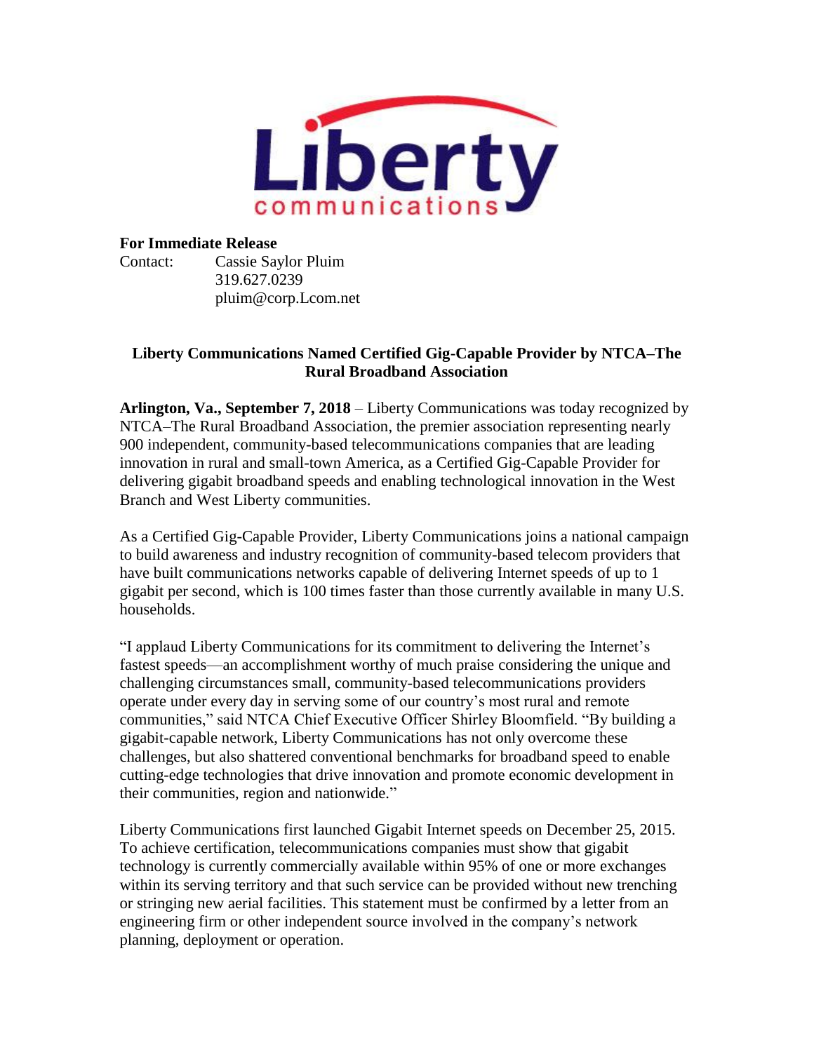**For Immediate Release**

Contact: Cassie Saylor Pluim
319.627.0239
pluim@corp.Lcom.net

## Liberty Communications Named Certified Gig-Capable Provider by NTCA–The Rural Broadband Association

**Arlington, Va., September 7, 2018** – Liberty Communications was today recognized by NTCA–The Rural Broadband Association, the premier association representing nearly 900 independent, community-based telecommunications companies that are leading innovation in rural and small-town America, as a Certified Gig-Capable Provider for delivering gigabit broadband speeds and enabling technological innovation in the West Branch and West Liberty communities.

As a Certified Gig-Capable Provider, Liberty Communications joins a national campaign to build awareness and industry recognition of community-based telecom providers that have built communications networks capable of delivering Internet speeds of up to 1 gigabit per second, which is 100 times faster than those currently available in many U.S. households.

"I applaud Liberty Communications for its commitment to delivering the Internet's fastest speeds—an accomplishment worthy of much praise considering the unique and challenging circumstances small, community-based telecommunications providers operate under every day in serving some of our country's most rural and remote communities," said NTCA Chief Executive Officer Shirley Bloomfield. "By building a gigabit-capable network, Liberty Communications has not only overcome these challenges, but also shattered conventional benchmarks for broadband speed to enable cutting-edge technologies that drive innovation and promote economic development in their communities, region and nationwide."

Liberty Communications first launched Gigabit Internet speeds on December 25, 2015. To achieve certification, telecommunications companies must show that gigabit technology is currently commercially available within 95% of one or more exchanges within its serving territory and that such service can be provided without new trenching or stringing new aerial facilities. This statement must be confirmed by a letter from an engineering firm or other independent source involved in the company's network planning, deployment or operation.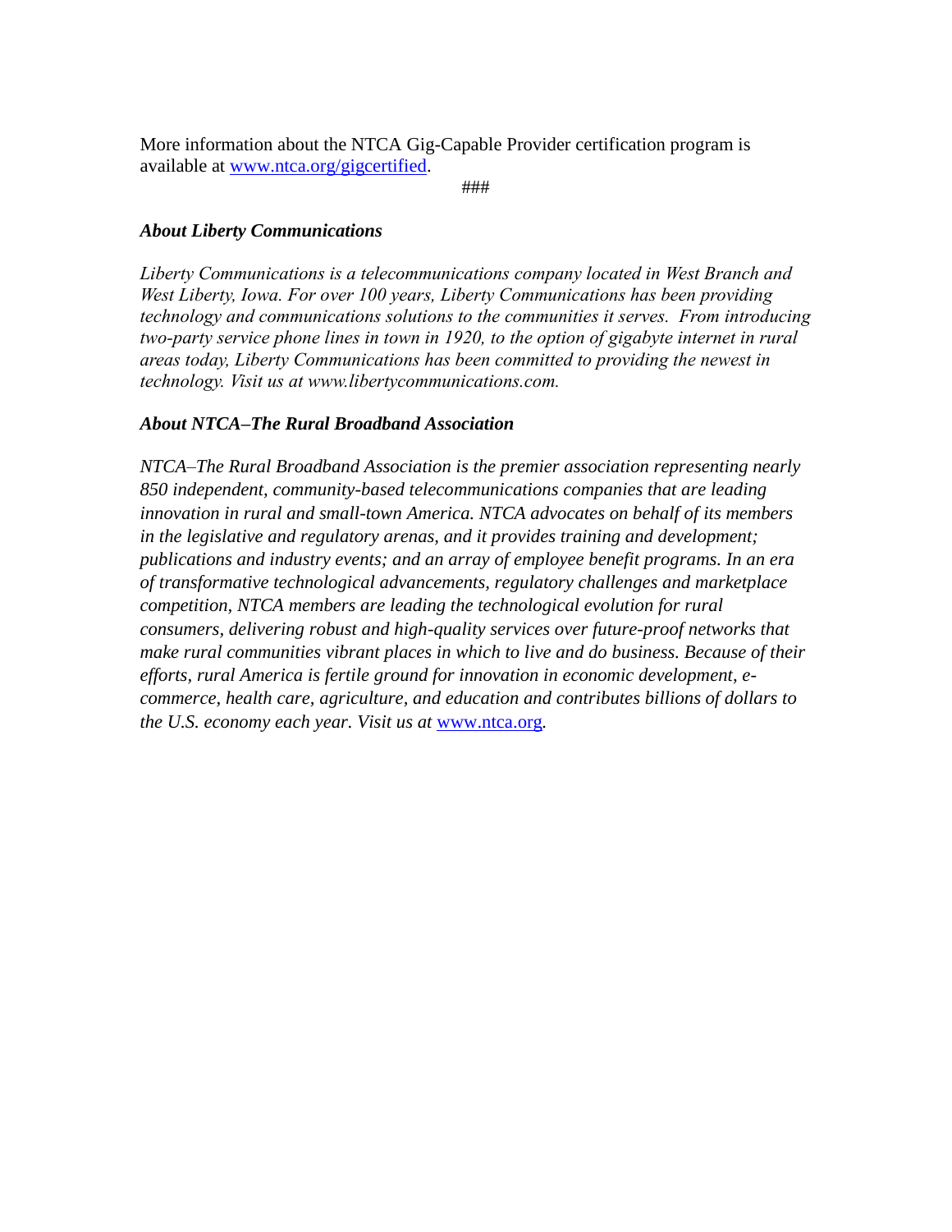More information about the NTCA Gig-Capable Provider certification program is available at [www.ntca.org/gigcertified](http://www.ntca.org/gigcertified).

###

***About Liberty Communications***

*Liberty Communications is a telecommunications company located in West Branch and West Liberty, Iowa. For over 100 years, Liberty Communications has been providing technology and communications solutions to the communities it serves. From introducing two-party service phone lines in town in 1920, to the option of gigabyte internet in rural areas today, Liberty Communications has been committed to providing the newest in technology. Visit us at www.libertycommunications.com.*

***About NTCA–The Rural Broadband Association***

*NTCA–The Rural Broadband Association is the premier association representing nearly 850 independent, community-based telecommunications companies that are leading innovation in rural and small-town America. NTCA advocates on behalf of its members in the legislative and regulatory arenas, and it provides training and development; publications and industry events; and an array of employee benefit programs. In an era of transformative technological advancements, regulatory challenges and marketplace competition, NTCA members are leading the technological evolution for rural consumers, delivering robust and high-quality services over future-proof networks that make rural communities vibrant places in which to live and do business. Because of their efforts, rural America is fertile ground for innovation in economic development, e-commerce, health care, agriculture, and education and contributes billions of dollars to the U.S. economy each year. Visit us at* [www.ntca.org](http://www.ntca.org)*.*